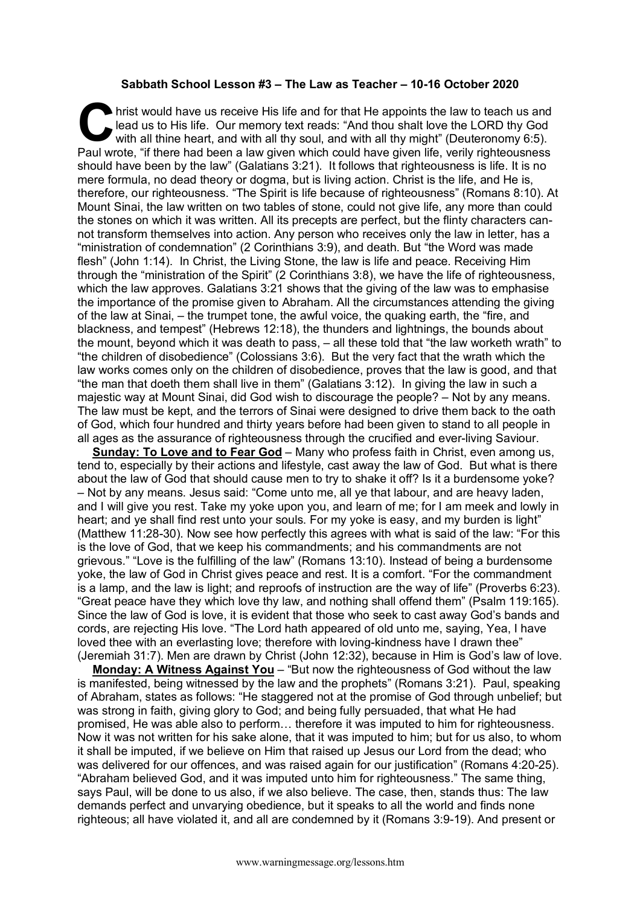**Sabbath School Lesson #3 – The Law as Teacher – 10-16 October 2020**

Christ would have us receive His life and for that He appoints the law to teach us and lead us to His life. Our memory text reads: "And thou shalt love the LORD thy God with all thine heart, and with all thy soul, and with all thy might" (Deuteronomy 6:5). Paul wrote, "if there had been a law given which could have given life, verily righteousness should have been by the law" (Galatians 3:21). It follows that righteousness is life. It is no mere formula, no dead theory or dogma, but is living action. Christ is the life, and He is, therefore, our righteousness. "The Spirit is life because of righteousness" (Romans 8:10). At Mount Sinai, the law written on two tables of stone, could not give life, any more than could the stones on which it was written. All its precepts are perfect, but the flinty characters cannot transform themselves into action. Any person who receives only the law in letter, has a "ministration of condemnation" (2 Corinthians 3:9), and death. But "the Word was made flesh" (John 1:14). In Christ, the Living Stone, the law is life and peace. Receiving Him through the "ministration of the Spirit" (2 Corinthians 3:8), we have the life of righteousness, which the law approves. Galatians 3:21 shows that the giving of the law was to emphasise the importance of the promise given to Abraham. All the circumstances attending the giving of the law at Sinai, – the trumpet tone, the awful voice, the quaking earth, the "fire, and blackness, and tempest" (Hebrews 12:18), the thunders and lightnings, the bounds about the mount, beyond which it was death to pass, – all these told that "the law worketh wrath" to "the children of disobedience" (Colossians 3:6). But the very fact that the wrath which the law works comes only on the children of disobedience, proves that the law is good, and that "the man that doeth them shall live in them" (Galatians 3:12). In giving the law in such a majestic way at Mount Sinai, did God wish to discourage the people? – Not by any means. The law must be kept, and the terrors of Sinai were designed to drive them back to the oath of God, which four hundred and thirty years before had been given to stand to all people in all ages as the assurance of righteousness through the crucified and ever-living Saviour.

**Sunday: To Love and to Fear God** – Many who profess faith in Christ, even among us, tend to, especially by their actions and lifestyle, cast away the law of God. But what is there about the law of God that should cause men to try to shake it off? Is it a burdensome yoke? – Not by any means. Jesus said: "Come unto me, all ye that labour, and are heavy laden, and I will give you rest. Take my yoke upon you, and learn of me; for I am meek and lowly in heart; and ye shall find rest unto your souls. For my yoke is easy, and my burden is light" (Matthew 11:28-30). Now see how perfectly this agrees with what is said of the law: "For this is the love of God, that we keep his commandments; and his commandments are not grievous." "Love is the fulfilling of the law" (Romans 13:10). Instead of being a burdensome yoke, the law of God in Christ gives peace and rest. It is a comfort. "For the commandment is a lamp, and the law is light; and reproofs of instruction are the way of life" (Proverbs 6:23). "Great peace have they which love thy law, and nothing shall offend them" (Psalm 119:165). Since the law of God is love, it is evident that those who seek to cast away God's bands and cords, are rejecting His love. "The Lord hath appeared of old unto me, saying, Yea, I have loved thee with an everlasting love; therefore with loving-kindness have I drawn thee" (Jeremiah 31:7). Men are drawn by Christ (John 12:32), because in Him is God's law of love.

**Monday: A Witness Against You** – "But now the righteousness of God without the law is manifested, being witnessed by the law and the prophets" (Romans 3:21). Paul, speaking of Abraham, states as follows: "He staggered not at the promise of God through unbelief; but was strong in faith, giving glory to God; and being fully persuaded, that what He had promised, He was able also to perform… therefore it was imputed to him for righteousness. Now it was not written for his sake alone, that it was imputed to him; but for us also, to whom it shall be imputed, if we believe on Him that raised up Jesus our Lord from the dead; who was delivered for our offences, and was raised again for our justification" (Romans 4:20-25). "Abraham believed God, and it was imputed unto him for righteousness." The same thing, says Paul, will be done to us also, if we also believe. The case, then, stands thus: The law demands perfect and unvarying obedience, but it speaks to all the world and finds none righteous; all have violated it, and all are condemned by it (Romans 3:9-19). And present or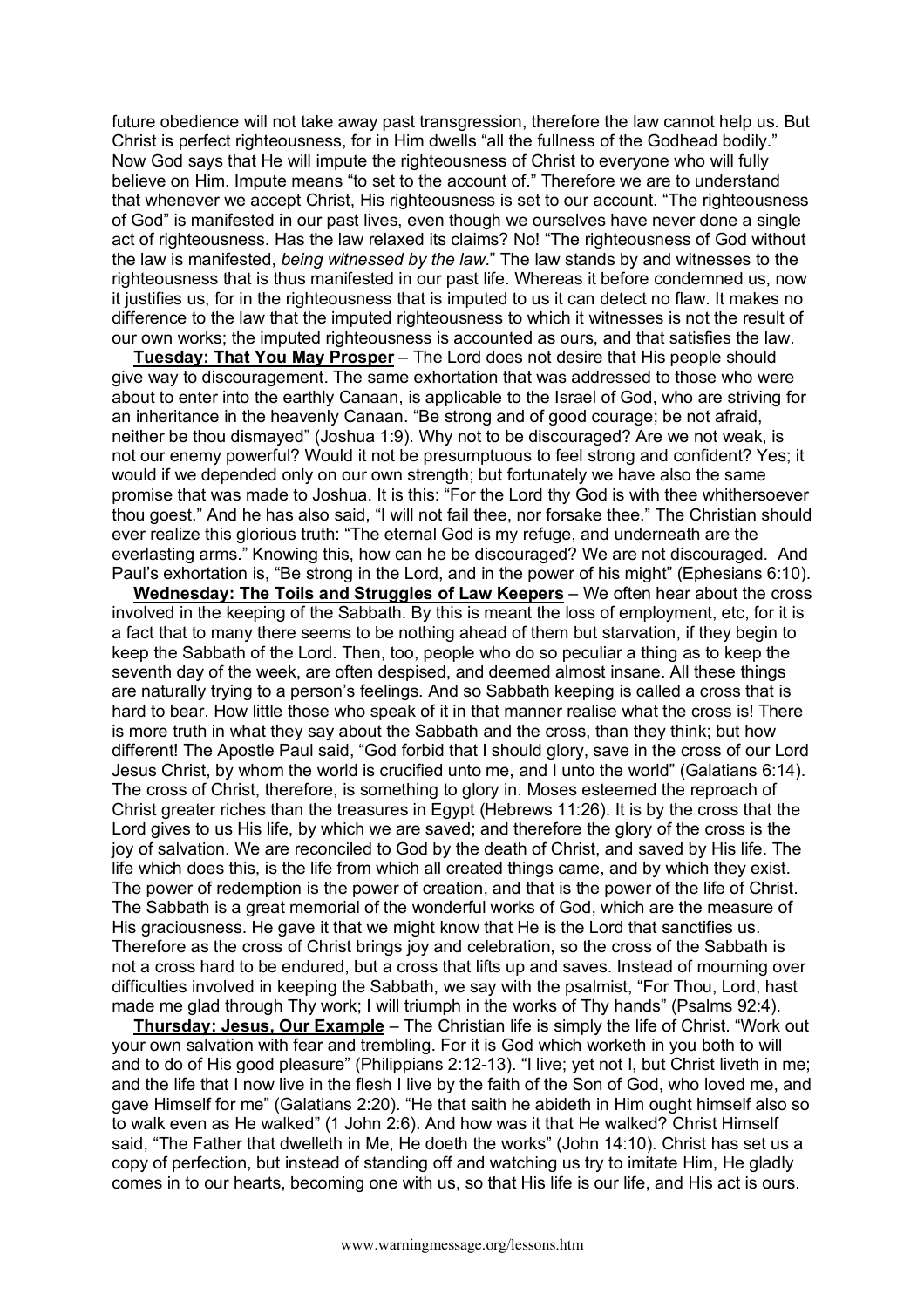future obedience will not take away past transgression, therefore the law cannot help us. But Christ is perfect righteousness, for in Him dwells "all the fullness of the Godhead bodily." Now God says that He will impute the righteousness of Christ to everyone who will fully believe on Him. Impute means "to set to the account of." Therefore we are to understand that whenever we accept Christ, His righteousness is set to our account. "The righteousness of God" is manifested in our past lives, even though we ourselves have never done a single act of righteousness. Has the law relaxed its claims? No! "The righteousness of God without the law is manifested, *being witnessed by the law*." The law stands by and witnesses to the righteousness that is thus manifested in our past life. Whereas it before condemned us, now it justifies us, for in the righteousness that is imputed to us it can detect no flaw. It makes no difference to the law that the imputed righteousness to which it witnesses is not the result of our own works; the imputed righteousness is accounted as ours, and that satisfies the law.

**Tuesday: That You May Prosper** – The Lord does not desire that His people should give way to discouragement. The same exhortation that was addressed to those who were about to enter into the earthly Canaan, is applicable to the Israel of God, who are striving for an inheritance in the heavenly Canaan. "Be strong and of good courage; be not afraid, neither be thou dismayed" (Joshua 1:9). Why not to be discouraged? Are we not weak, is not our enemy powerful? Would it not be presumptuous to feel strong and confident? Yes; it would if we depended only on our own strength; but fortunately we have also the same promise that was made to Joshua. It is this: "For the Lord thy God is with thee whithersoever thou goest." And he has also said, "I will not fail thee, nor forsake thee." The Christian should ever realize this glorious truth: "The eternal God is my refuge, and underneath are the everlasting arms." Knowing this, how can he be discouraged? We are not discouraged. And Paul's exhortation is, "Be strong in the Lord, and in the power of his might" (Ephesians 6:10).

**Wednesday: The Toils and Struggles of Law Keepers** – We often hear about the cross involved in the keeping of the Sabbath. By this is meant the loss of employment, etc, for it is a fact that to many there seems to be nothing ahead of them but starvation, if they begin to keep the Sabbath of the Lord. Then, too, people who do so peculiar a thing as to keep the seventh day of the week, are often despised, and deemed almost insane. All these things are naturally trying to a person's feelings. And so Sabbath keeping is called a cross that is hard to bear. How little those who speak of it in that manner realise what the cross is! There is more truth in what they say about the Sabbath and the cross, than they think; but how different! The Apostle Paul said, "God forbid that I should glory, save in the cross of our Lord Jesus Christ, by whom the world is crucified unto me, and I unto the world" (Galatians 6:14). The cross of Christ, therefore, is something to glory in. Moses esteemed the reproach of Christ greater riches than the treasures in Egypt (Hebrews 11:26). It is by the cross that the Lord gives to us His life, by which we are saved; and therefore the glory of the cross is the joy of salvation. We are reconciled to God by the death of Christ, and saved by His life. The life which does this, is the life from which all created things came, and by which they exist. The power of redemption is the power of creation, and that is the power of the life of Christ. The Sabbath is a great memorial of the wonderful works of God, which are the measure of His graciousness. He gave it that we might know that He is the Lord that sanctifies us. Therefore as the cross of Christ brings joy and celebration, so the cross of the Sabbath is not a cross hard to be endured, but a cross that lifts up and saves. Instead of mourning over difficulties involved in keeping the Sabbath, we say with the psalmist, "For Thou, Lord, hast made me glad through Thy work; I will triumph in the works of Thy hands" (Psalms 92:4).

**Thursday: Jesus, Our Example** – The Christian life is simply the life of Christ. "Work out your own salvation with fear and trembling. For it is God which worketh in you both to will and to do of His good pleasure" (Philippians 2:12-13). "I live; yet not I, but Christ liveth in me; and the life that I now live in the flesh I live by the faith of the Son of God, who loved me, and gave Himself for me" (Galatians 2:20). "He that saith he abideth in Him ought himself also so to walk even as He walked" (1 John 2:6). And how was it that He walked? Christ Himself said, "The Father that dwelleth in Me, He doeth the works" (John 14:10). Christ has set us a copy of perfection, but instead of standing off and watching us try to imitate Him, He gladly comes in to our hearts, becoming one with us, so that His life is our life, and His act is ours.

www.warningmessage.org/lessons.htm